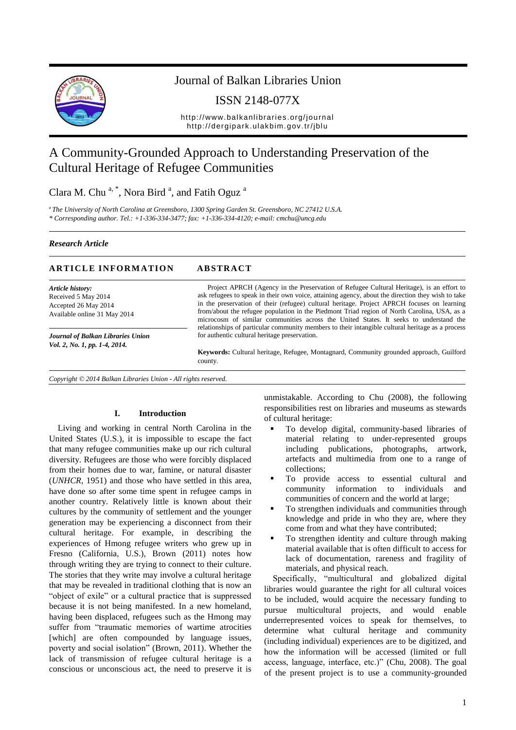Journal of Balkan Libraries Union

ISSN 2148-077X

http://www.balkanlibraries.org/journal
http://dergipark.ulakbim.gov.tr/jblu

# A Community-Grounded Approach to Understanding Preservation of the Cultural Heritage of Refugee Communities

Clara M. Chu [a, *], Nora Bird [a], and Fatih Oguz [a]

[a] *The University of North Carolina at Greensboro, 1300 Spring Garden St. Greensboro, NC 27412 U.S.A.*
*\* Corresponding author. Tel.: +1-336-334-3477; fax: +1-336-334-4120; e-mail: cmchu@uncg.edu*

***Research Article***

**ARTICLE INFORMATION**

*Article history:*
Received 5 May 2014
Accepted 26 May 2014
Available online 31 May 2014

***Journal of Balkan Libraries Union***
***Vol. 2, No. 1, pp. 1-4, 2014.***

**ABSTRACT**

Project APRCH (Agency in the Preservation of Refugee Cultural Heritage), is an effort to ask refugees to speak in their own voice, attaining agency, about the direction they wish to take in the preservation of their (refugee) cultural heritage. Project APRCH focuses on learning from/about the refugee population in the Piedmont Triad region of North Carolina, USA, as a microcosm of similar communities across the United States. It seeks to understand the relationships of particular community members to their intangible cultural heritage as a process for authentic cultural heritage preservation.

**Keywords:** Cultural heritage, Refugee, Montagnard, Community grounded approach, Guilford county.

*Copyright © 2014 Balkan Libraries Union - All rights reserved.*

## I. Introduction

Living and working in central North Carolina in the United States (U.S.), it is impossible to escape the fact that many refugee communities make up our rich cultural diversity. Refugees are those who were forcibly displaced from their homes due to war, famine, or natural disaster (*UNHCR*, 1951) and those who have settled in this area, have done so after some time spent in refugee camps in another country. Relatively little is known about their cultures by the community of settlement and the younger generation may be experiencing a disconnect from their cultural heritage. For example, in describing the experiences of Hmong refugee writers who grew up in Fresno (California, U.S.), Brown (2011) notes how through writing they are trying to connect to their culture. The stories that they write may involve a cultural heritage that may be revealed in traditional clothing that is now an "object of exile" or a cultural practice that is suppressed because it is not being manifested. In a new homeland, having been displaced, refugees such as the Hmong may suffer from "traumatic memories of wartime atrocities [which] are often compounded by language issues, poverty and social isolation" (Brown, 2011). Whether the lack of transmission of refugee cultural heritage is a conscious or unconscious act, the need to preserve it is unmistakable. According to Chu (2008), the following responsibilities rest on libraries and museums as stewards of cultural heritage:

- To develop digital, community-based libraries of material relating to under-represented groups including publications, photographs, artwork, artefacts and multimedia from one to a range of collections;
- To provide access to essential cultural and community information to individuals and communities of concern and the world at large;
- To strengthen individuals and communities through knowledge and pride in who they are, where they come from and what they have contributed;
- To strengthen identity and culture through making material available that is often difficult to access for lack of documentation, rareness and fragility of materials, and physical reach.

Specifically, "multicultural and globalized digital libraries would guarantee the right for all cultural voices to be included, would acquire the necessary funding to pursue multicultural projects, and would enable underrepresented voices to speak for themselves, to determine what cultural heritage and community (including individual) experiences are to be digitized, and how the information will be accessed (limited or full access, language, interface, etc.)" (Chu, 2008). The goal of the present project is to use a community-grounded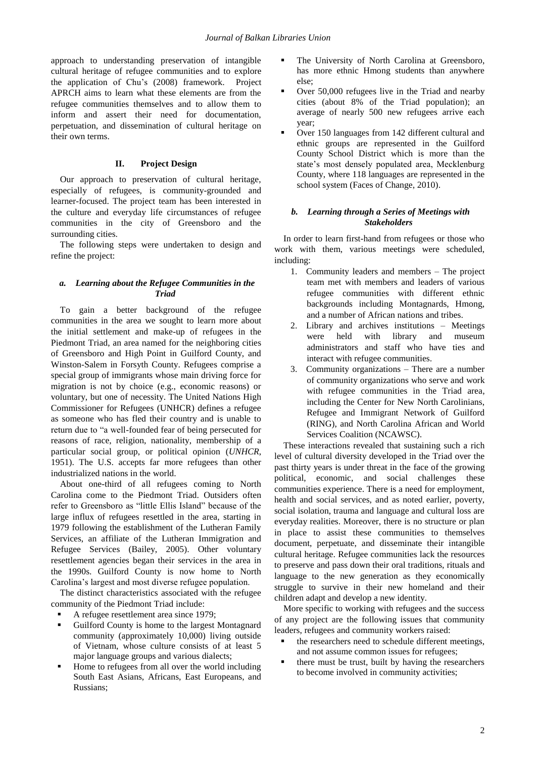approach to understanding preservation of intangible cultural heritage of refugee communities and to explore the application of Chu's (2008) framework. Project APRCH aims to learn what these elements are from the refugee communities themselves and to allow them to inform and assert their need for documentation, perpetuation, and dissemination of cultural heritage on their own terms.

## II. Project Design

Our approach to preservation of cultural heritage, especially of refugees, is community-grounded and learner-focused. The project team has been interested in the culture and everyday life circumstances of refugee communities in the city of Greensboro and the surrounding cities.

The following steps were undertaken to design and refine the project:

### *a. Learning about the Refugee Communities in the Triad*

To gain a better background of the refugee communities in the area we sought to learn more about the initial settlement and make-up of refugees in the Piedmont Triad, an area named for the neighboring cities of Greensboro and High Point in Guilford County, and Winston-Salem in Forsyth County. Refugees comprise a special group of immigrants whose main driving force for migration is not by choice (e.g., economic reasons) or voluntary, but one of necessity. The United Nations High Commissioner for Refugees (UNHCR) defines a refugee as someone who has fled their country and is unable to return due to "a well-founded fear of being persecuted for reasons of race, religion, nationality, membership of a particular social group, or political opinion (*UNHCR*, 1951). The U.S. accepts far more refugees than other industrialized nations in the world.

About one-third of all refugees coming to North Carolina come to the Piedmont Triad. Outsiders often refer to Greensboro as "little Ellis Island" because of the large influx of refugees resettled in the area, starting in 1979 following the establishment of the Lutheran Family Services, an affiliate of the Lutheran Immigration and Refugee Services (Bailey, 2005). Other voluntary resettlement agencies began their services in the area in the 1990s. Guilford County is now home to North Carolina's largest and most diverse refugee population.

The distinct characteristics associated with the refugee community of the Piedmont Triad include:

- A refugee resettlement area since 1979;
- Guilford County is home to the largest Montagnard community (approximately 10,000) living outside of Vietnam, whose culture consists of at least 5 major language groups and various dialects;
- Home to refugees from all over the world including South East Asians, Africans, East Europeans, and Russians;
- The University of North Carolina at Greensboro, has more ethnic Hmong students than anywhere else;
- Over 50,000 refugees live in the Triad and nearby cities (about 8% of the Triad population); an average of nearly 500 new refugees arrive each year;
- Over 150 languages from 142 different cultural and ethnic groups are represented in the Guilford County School District which is more than the state's most densely populated area, Mecklenburg County, where 118 languages are represented in the school system (Faces of Change, 2010).

### *b. Learning through a Series of Meetings with Stakeholders*

In order to learn first-hand from refugees or those who work with them, various meetings were scheduled, including:

1. Community leaders and members – The project team met with members and leaders of various refugee communities with different ethnic backgrounds including Montagnards, Hmong, and a number of African nations and tribes.
2. Library and archives institutions – Meetings were held with library and museum administrators and staff who have ties and interact with refugee communities.
3. Community organizations – There are a number of community organizations who serve and work with refugee communities in the Triad area, including the Center for New North Carolinians, Refugee and Immigrant Network of Guilford (RING), and North Carolina African and World Services Coalition (NCAWSC).

These interactions revealed that sustaining such a rich level of cultural diversity developed in the Triad over the past thirty years is under threat in the face of the growing political, economic, and social challenges these communities experience. There is a need for employment, health and social services, and as noted earlier, poverty, social isolation, trauma and language and cultural loss are everyday realities. Moreover, there is no structure or plan in place to assist these communities to themselves document, perpetuate, and disseminate their intangible cultural heritage. Refugee communities lack the resources to preserve and pass down their oral traditions, rituals and language to the new generation as they economically struggle to survive in their new homeland and their children adapt and develop a new identity.

More specific to working with refugees and the success of any project are the following issues that community leaders, refugees and community workers raised:

- the researchers need to schedule different meetings, and not assume common issues for refugees;
- there must be trust, built by having the researchers to become involved in community activities;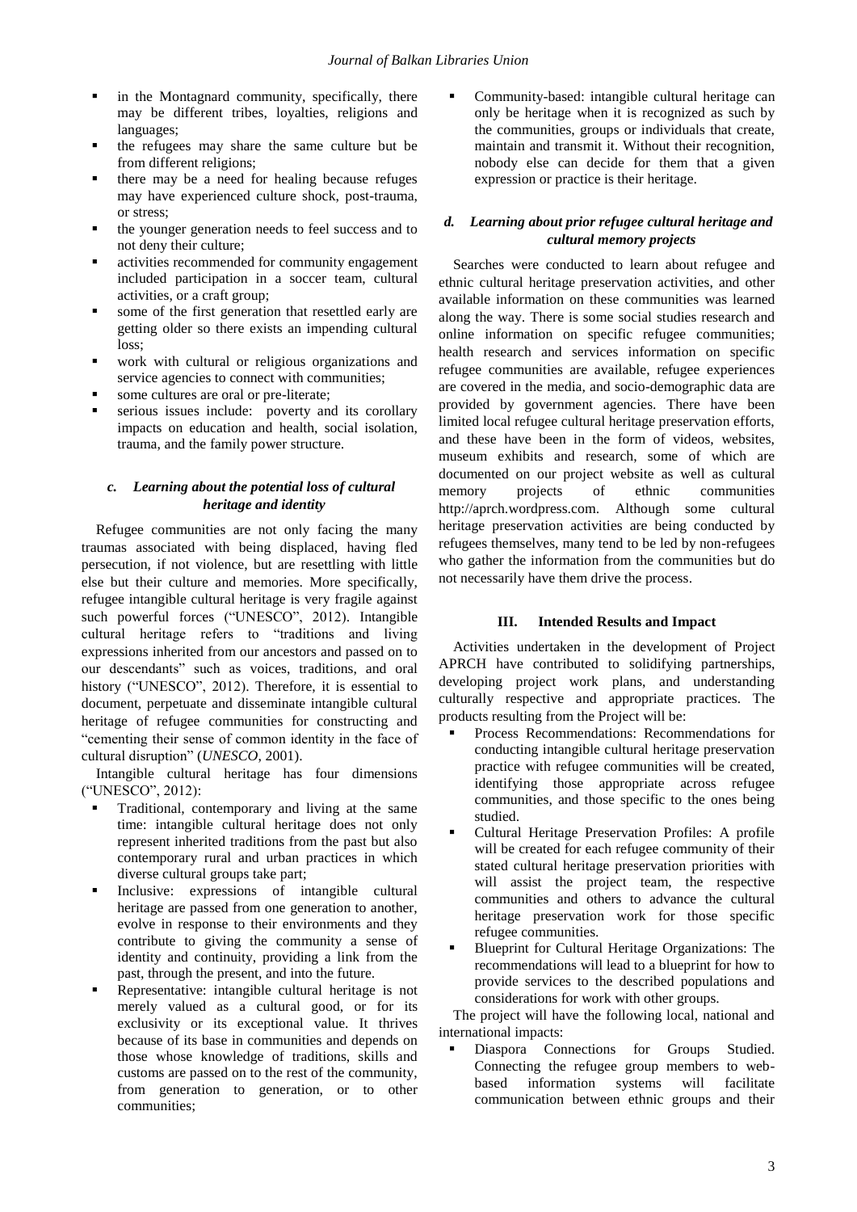- in the Montagnard community, specifically, there may be different tribes, loyalties, religions and languages;
- the refugees may share the same culture but be from different religions;
- there may be a need for healing because refuges may have experienced culture shock, post-trauma, or stress;
- the younger generation needs to feel success and to not deny their culture;
- activities recommended for community engagement included participation in a soccer team, cultural activities, or a craft group;
- some of the first generation that resettled early are getting older so there exists an impending cultural loss;
- work with cultural or religious organizations and service agencies to connect with communities;
- some cultures are oral or pre-literate;
- serious issues include: poverty and its corollary impacts on education and health, social isolation, trauma, and the family power structure.

### *c. Learning about the potential loss of cultural heritage and identity*

Refugee communities are not only facing the many traumas associated with being displaced, having fled persecution, if not violence, but are resettling with little else but their culture and memories. More specifically, refugee intangible cultural heritage is very fragile against such powerful forces ("UNESCO", 2012). Intangible cultural heritage refers to "traditions and living expressions inherited from our ancestors and passed on to our descendants" such as voices, traditions, and oral history ("UNESCO", 2012). Therefore, it is essential to document, perpetuate and disseminate intangible cultural heritage of refugee communities for constructing and "cementing their sense of common identity in the face of cultural disruption" (*UNESCO*, 2001).

Intangible cultural heritage has four dimensions ("UNESCO", 2012):

- Traditional, contemporary and living at the same time: intangible cultural heritage does not only represent inherited traditions from the past but also contemporary rural and urban practices in which diverse cultural groups take part;
- Inclusive: expressions of intangible cultural heritage are passed from one generation to another, evolve in response to their environments and they contribute to giving the community a sense of identity and continuity, providing a link from the past, through the present, and into the future.
- Representative: intangible cultural heritage is not merely valued as a cultural good, or for its exclusivity or its exceptional value. It thrives because of its base in communities and depends on those whose knowledge of traditions, skills and customs are passed on to the rest of the community, from generation to generation, or to other communities;
- Community-based: intangible cultural heritage can only be heritage when it is recognized as such by the communities, groups or individuals that create, maintain and transmit it. Without their recognition, nobody else can decide for them that a given expression or practice is their heritage.

### *d. Learning about prior refugee cultural heritage and cultural memory projects*

Searches were conducted to learn about refugee and ethnic cultural heritage preservation activities, and other available information on these communities was learned along the way. There is some social studies research and online information on specific refugee communities; health research and services information on specific refugee communities are available, refugee experiences are covered in the media, and socio-demographic data are provided by government agencies. There have been limited local refugee cultural heritage preservation efforts, and these have been in the form of videos, websites, museum exhibits and research, some of which are documented on our project website as well as cultural memory projects of ethnic communities http://aprch.wordpress.com. Although some cultural heritage preservation activities are being conducted by refugees themselves, many tend to be led by non-refugees who gather the information from the communities but do not necessarily have them drive the process.

## III. Intended Results and Impact

Activities undertaken in the development of Project APRCH have contributed to solidifying partnerships, developing project work plans, and understanding culturally respective and appropriate practices. The products resulting from the Project will be:

- Process Recommendations: Recommendations for conducting intangible cultural heritage preservation practice with refugee communities will be created, identifying those appropriate across refugee communities, and those specific to the ones being studied.
- Cultural Heritage Preservation Profiles: A profile will be created for each refugee community of their stated cultural heritage preservation priorities with will assist the project team, the respective communities and others to advance the cultural heritage preservation work for those specific refugee communities.
- Blueprint for Cultural Heritage Organizations: The recommendations will lead to a blueprint for how to provide services to the described populations and considerations for work with other groups.

The project will have the following local, national and international impacts:

- Diaspora Connections for Groups Studied. Connecting the refugee group members to web-based information systems will facilitate communication between ethnic groups and their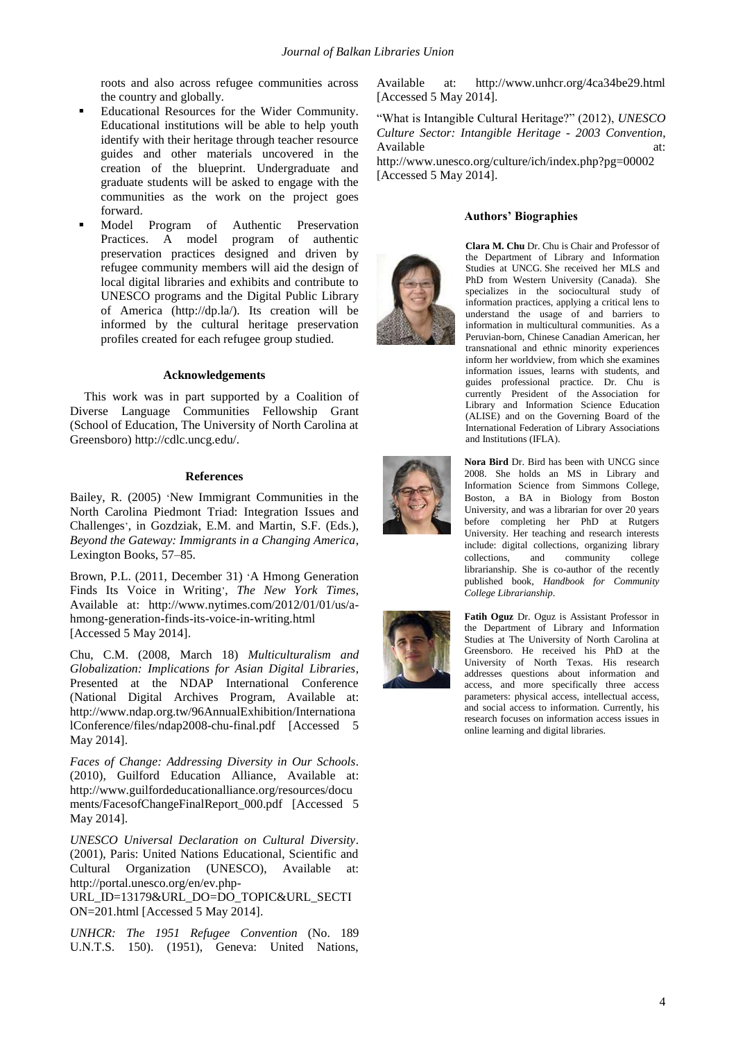roots and also across refugee communities across the country and globally.

- Educational Resources for the Wider Community. Educational institutions will be able to help youth identify with their heritage through teacher resource guides and other materials uncovered in the creation of the blueprint. Undergraduate and graduate students will be asked to engage with the communities as the work on the project goes forward.
- Model Program of Authentic Preservation Practices. A model program of authentic preservation practices designed and driven by refugee community members will aid the design of local digital libraries and exhibits and contribute to UNESCO programs and the Digital Public Library of America (http://dp.la/). Its creation will be informed by the cultural heritage preservation profiles created for each refugee group studied.

### Acknowledgements

This work was in part supported by a Coalition of Diverse Language Communities Fellowship Grant (School of Education, The University of North Carolina at Greensboro) http://cdlc.uncg.edu/.

### References

Bailey, R. (2005) 'New Immigrant Communities in the North Carolina Piedmont Triad: Integration Issues and Challenges', in Gozdziak, E.M. and Martin, S.F. (Eds.), *Beyond the Gateway: Immigrants in a Changing America*, Lexington Books, 57–85.

Brown, P.L. (2011, December 31) 'A Hmong Generation Finds Its Voice in Writing', *The New York Times*, Available at: http://www.nytimes.com/2012/01/01/us/a-hmong-generation-finds-its-voice-in-writing.html [Accessed 5 May 2014].

Chu, C.M. (2008, March 18) *Multiculturalism and Globalization: Implications for Asian Digital Libraries*, Presented at the NDAP International Conference (National Digital Archives Program, Available at: http://www.ndap.org.tw/96AnnualExhibition/InternationalConference/files/ndap2008-chu-final.pdf [Accessed 5 May 2014].

*Faces of Change: Addressing Diversity in Our Schools*. (2010), Guilford Education Alliance, Available at: http://www.guilfordeducationalliance.org/resources/documents/FacesofChangeFinalReport_000.pdf [Accessed 5 May 2014].

*UNESCO Universal Declaration on Cultural Diversity*. (2001), Paris: United Nations Educational, Scientific and Cultural Organization (UNESCO), Available at: http://portal.unesco.org/en/ev.php-URL_ID=13179&URL_DO=DO_TOPIC&URL_SECTION=201.html [Accessed 5 May 2014].

*UNHCR: The 1951 Refugee Convention* (No. 189 U.N.T.S. 150). (1951), Geneva: United Nations, Available at: http://www.unhcr.org/4ca34be29.html [Accessed 5 May 2014].

"What is Intangible Cultural Heritage?" (2012), *UNESCO Culture Sector: Intangible Heritage - 2003 Convention*, Available at: http://www.unesco.org/culture/ich/index.php?pg=00002 [Accessed 5 May 2014].

### Authors' Biographies

**Clara M. Chu** Dr. Chu is Chair and Professor of the Department of Library and Information Studies at UNCG. She received her MLS and PhD from Western University (Canada). She specializes in the sociocultural study of information practices, applying a critical lens to understand the usage of and barriers to information in multicultural communities. As a Peruvian-born, Chinese Canadian American, her transnational and ethnic minority experiences inform her worldview, from which she examines information issues, learns with students, and guides professional practice. Dr. Chu is currently President of the Association for Library and Information Science Education (ALISE) and on the Governing Board of the International Federation of Library Associations and Institutions (IFLA).

**Nora Bird** Dr. Bird has been with UNCG since 2008. She holds an MS in Library and Information Science from Simmons College, Boston, a BA in Biology from Boston University, and was a librarian for over 20 years before completing her PhD at Rutgers University. Her teaching and research interests include: digital collections, organizing library collections, and community college librarianship. She is co-author of the recently published book, *Handbook for Community College Librarianship*.

**Fatih Oguz** Dr. Oguz is Assistant Professor in the Department of Library and Information Studies at The University of North Carolina at Greensboro. He received his PhD at the University of North Texas. His research addresses questions about information and access, and more specifically three access parameters: physical access, intellectual access, and social access to information. Currently, his research focuses on information access issues in online learning and digital libraries.